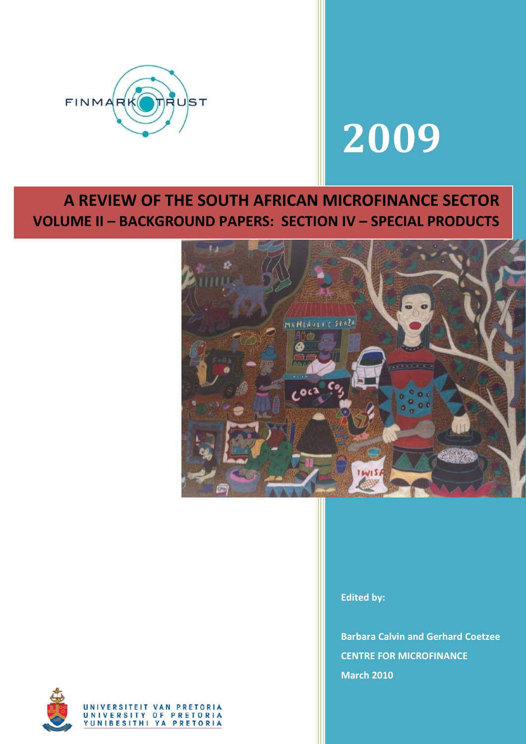FINMARK TRUST

# 2009

# A REVIEW OF THE SOUTH AFRICAN MICROFINANCE SECTOR

## VOLUME II – BACKGROUND PAPERS: SECTION IV – SPECIAL PRODUCTS

**Edited by:**

**Barbara Calvin and Gerhard Coetzee**

**CENTRE FOR MICROFINANCE**

**March 2010**

UNIVERSITEIT VAN PRETORIA
UNIVERSITY OF PRETORIA
YUNIBESITHI YA PRETORIA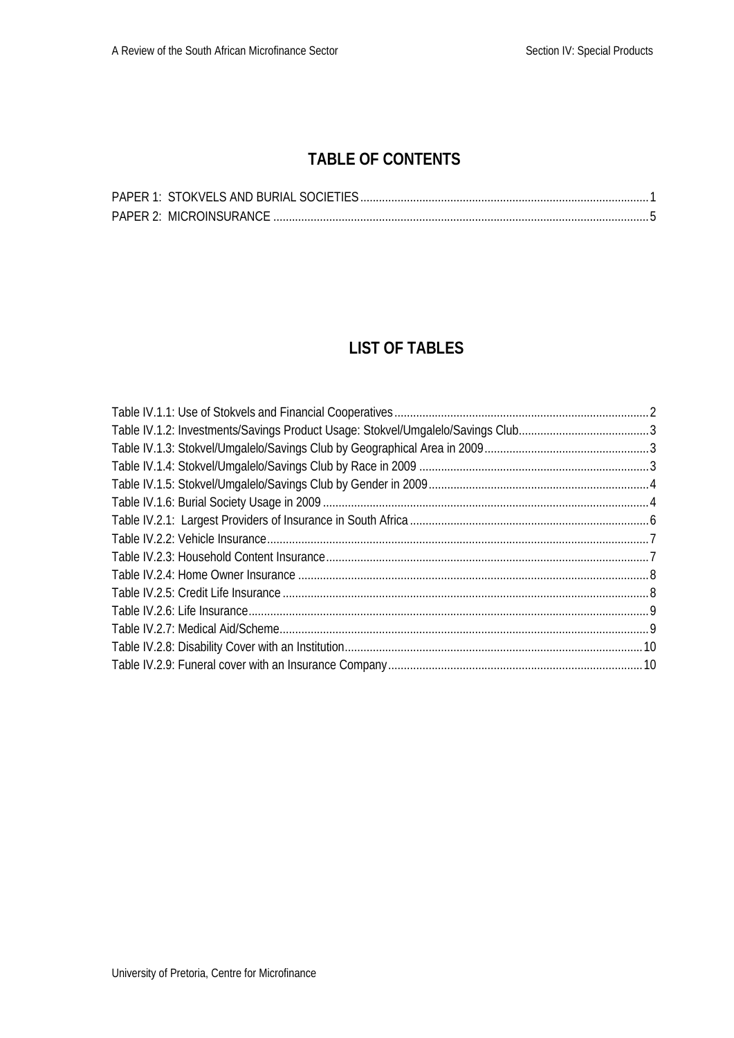# TABLE OF CONTENTS

PAPER 1: STOKVELS AND BURIAL SOCIETIES ........................................................................................... 1
PAPER 2: MICROINSURANCE ....................................................................................................................... 5

# LIST OF TABLES

Table IV.1.1: Use of Stokvels and Financial Cooperatives ................................................................................ 2
Table IV.1.2: Investments/Savings Product Usage: Stokvel/Umgalelo/Savings Club......................................... 3
Table IV.1.3: Stokvel/Umgalelo/Savings Club by Geographical Area in 2009 .................................................... 3
Table IV.1.4: Stokvel/Umgalelo/Savings Club by Race in 2009 ......................................................................... 3
Table IV.1.5: Stokvel/Umgalelo/Savings Club by Gender in 2009 ..................................................................... 4
Table IV.1.6: Burial Society Usage in 2009 ....................................................................................................... 4
Table IV.2.1: Largest Providers of Insurance in South Africa ........................................................................... 6
Table IV.2.2: Vehicle Insurance ......................................................................................................................... 7
Table IV.2.3: Household Content Insurance ...................................................................................................... 7
Table IV.2.4: Home Owner Insurance ................................................................................................................ 8
Table IV.2.5: Credit Life Insurance .................................................................................................................... 8
Table IV.2.6: Life Insurance ............................................................................................................................... 9
Table IV.2.7: Medical Aid/Scheme ..................................................................................................................... 9
Table IV.2.8: Disability Cover with an Institution .............................................................................................. 10
Table IV.2.9: Funeral cover with an Insurance Company ................................................................................. 10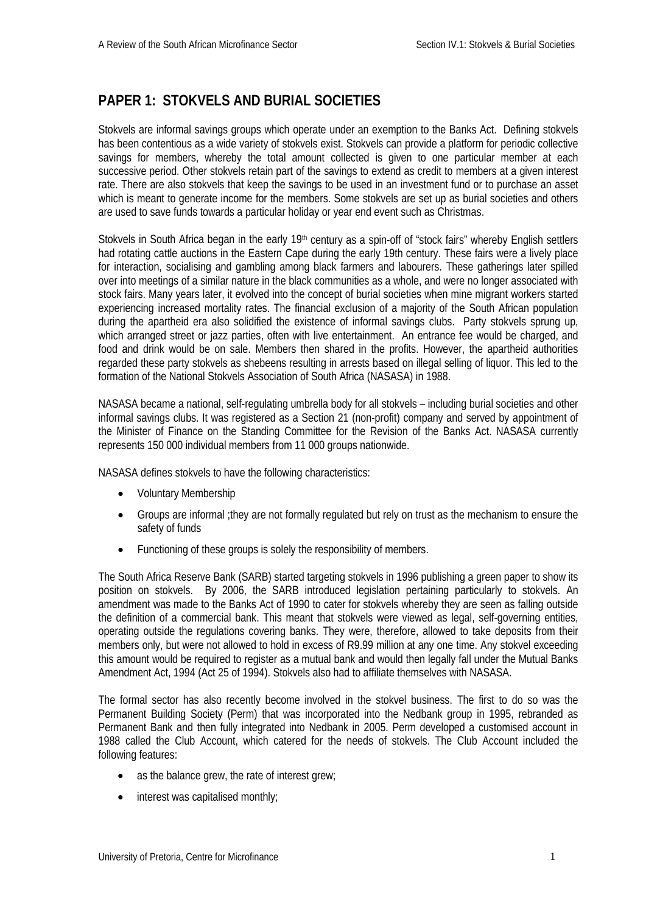## PAPER 1: STOKVELS AND BURIAL SOCIETIES

Stokvels are informal savings groups which operate under an exemption to the Banks Act. Defining stokvels has been contentious as a wide variety of stokvels exist. Stokvels can provide a platform for periodic collective savings for members, whereby the total amount collected is given to one particular member at each successive period. Other stokvels retain part of the savings to extend as credit to members at a given interest rate. There are also stokvels that keep the savings to be used in an investment fund or to purchase an asset which is meant to generate income for the members. Some stokvels are set up as burial societies and others are used to save funds towards a particular holiday or year end event such as Christmas.

Stokvels in South Africa began in the early 19th century as a spin-off of "stock fairs" whereby English settlers had rotating cattle auctions in the Eastern Cape during the early 19th century. These fairs were a lively place for interaction, socialising and gambling among black farmers and labourers. These gatherings later spilled over into meetings of a similar nature in the black communities as a whole, and were no longer associated with stock fairs. Many years later, it evolved into the concept of burial societies when mine migrant workers started experiencing increased mortality rates. The financial exclusion of a majority of the South African population during the apartheid era also solidified the existence of informal savings clubs. Party stokvels sprung up, which arranged street or jazz parties, often with live entertainment. An entrance fee would be charged, and food and drink would be on sale. Members then shared in the profits. However, the apartheid authorities regarded these party stokvels as shebeens resulting in arrests based on illegal selling of liquor. This led to the formation of the National Stokvels Association of South Africa (NASASA) in 1988.

NASASA became a national, self-regulating umbrella body for all stokvels – including burial societies and other informal savings clubs. It was registered as a Section 21 (non-profit) company and served by appointment of the Minister of Finance on the Standing Committee for the Revision of the Banks Act. NASASA currently represents 150 000 individual members from 11 000 groups nationwide.

NASASA defines stokvels to have the following characteristics:

- Voluntary Membership
- Groups are informal ;they are not formally regulated but rely on trust as the mechanism to ensure the safety of funds
- Functioning of these groups is solely the responsibility of members.

The South Africa Reserve Bank (SARB) started targeting stokvels in 1996 publishing a green paper to show its position on stokvels. By 2006, the SARB introduced legislation pertaining particularly to stokvels. An amendment was made to the Banks Act of 1990 to cater for stokvels whereby they are seen as falling outside the definition of a commercial bank. This meant that stokvels were viewed as legal, self-governing entities, operating outside the regulations covering banks. They were, therefore, allowed to take deposits from their members only, but were not allowed to hold in excess of R9.99 million at any one time. Any stokvel exceeding this amount would be required to register as a mutual bank and would then legally fall under the Mutual Banks Amendment Act, 1994 (Act 25 of 1994). Stokvels also had to affiliate themselves with NASASA.

The formal sector has also recently become involved in the stokvel business. The first to do so was the Permanent Building Society (Perm) that was incorporated into the Nedbank group in 1995, rebranded as Permanent Bank and then fully integrated into Nedbank in 2005. Perm developed a customised account in 1988 called the Club Account, which catered for the needs of stokvels. The Club Account included the following features:

- as the balance grew, the rate of interest grew;
- interest was capitalised monthly;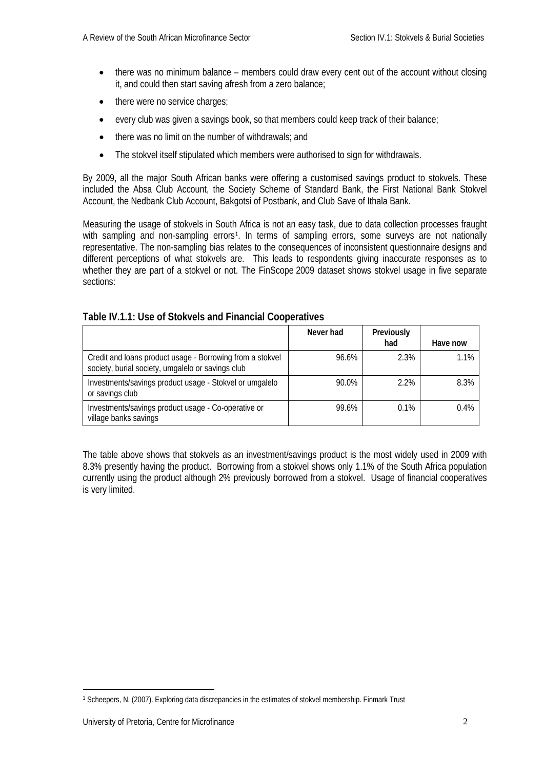- there was no minimum balance – members could draw every cent out of the account without closing it, and could then start saving afresh from a zero balance;
- there were no service charges;
- every club was given a savings book, so that members could keep track of their balance;
- there was no limit on the number of withdrawals; and
- The stokvel itself stipulated which members were authorised to sign for withdrawals.

By 2009, all the major South African banks were offering a customised savings product to stokvels. These included the Absa Club Account, the Society Scheme of Standard Bank, the First National Bank Stokvel Account, the Nedbank Club Account, Bakgotsi of Postbank, and Club Save of Ithala Bank.

Measuring the usage of stokvels in South Africa is not an easy task, due to data collection processes fraught with sampling and non-sampling errors[1]. In terms of sampling errors, some surveys are not nationally representative. The non-sampling bias relates to the consequences of inconsistent questionnaire designs and different perceptions of what stokvels are. This leads to respondents giving inaccurate responses as to whether they are part of a stokvel or not. The FinScope 2009 dataset shows stokvel usage in five separate sections:

**Table IV.1.1: Use of Stokvels and Financial Cooperatives**

| | Never had | Previously had | Have now |
|---|---|---|---|
| Credit and loans product usage - Borrowing from a stokvel society, burial society, umgalelo or savings club | 96.6% | 2.3% | 1.1% |
| Investments/savings product usage - Stokvel or umgalelo or savings club | 90.0% | 2.2% | 8.3% |
| Investments/savings product usage - Co-operative or village banks savings | 99.6% | 0.1% | 0.4% |

The table above shows that stokvels as an investment/savings product is the most widely used in 2009 with 8.3% presently having the product. Borrowing from a stokvel shows only 1.1% of the South Africa population currently using the product although 2% previously borrowed from a stokvel. Usage of financial cooperatives is very limited.

[1] Scheepers, N. (2007). Exploring data discrepancies in the estimates of stokvel membership. Finmark Trust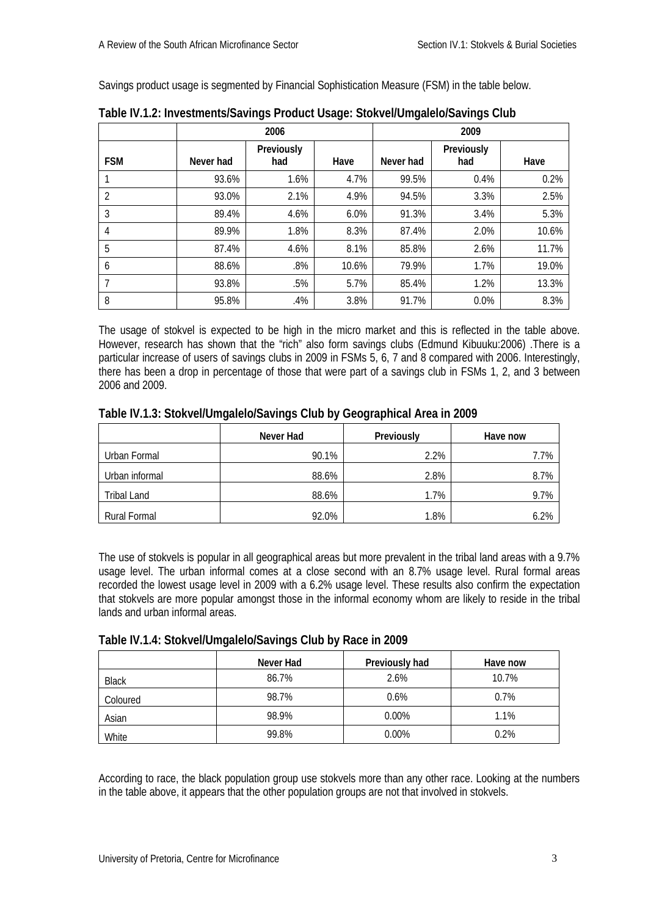Savings product usage is segmented by Financial Sophistication Measure (FSM) in the table below.

**Table IV.1.2: Investments/Savings Product Usage: Stokvel/Umgalelo/Savings Club**

| | 2006 | | | 2009 | | |
|---|---|---|---|---|---|---|
| FSM | Never had | Previously had | Have | Never had | Previously had | Have |
| 1 | 93.6% | 1.6% | 4.7% | 99.5% | 0.4% | 0.2% |
| 2 | 93.0% | 2.1% | 4.9% | 94.5% | 3.3% | 2.5% |
| 3 | 89.4% | 4.6% | 6.0% | 91.3% | 3.4% | 5.3% |
| 4 | 89.9% | 1.8% | 8.3% | 87.4% | 2.0% | 10.6% |
| 5 | 87.4% | 4.6% | 8.1% | 85.8% | 2.6% | 11.7% |
| 6 | 88.6% | .8% | 10.6% | 79.9% | 1.7% | 19.0% |
| 7 | 93.8% | .5% | 5.7% | 85.4% | 1.2% | 13.3% |
| 8 | 95.8% | .4% | 3.8% | 91.7% | 0.0% | 8.3% |

The usage of stokvel is expected to be high in the micro market and this is reflected in the table above. However, research has shown that the "rich" also form savings clubs (Edmund Kibuuku:2006) .There is a particular increase of users of savings clubs in 2009 in FSMs 5, 6, 7 and 8 compared with 2006. Interestingly, there has been a drop in percentage of those that were part of a savings club in FSMs 1, 2, and 3 between 2006 and 2009.

**Table IV.1.3: Stokvel/Umgalelo/Savings Club by Geographical Area in 2009**

| | Never Had | Previously | Have now |
|---|---|---|---|
| Urban Formal | 90.1% | 2.2% | 7.7% |
| Urban informal | 88.6% | 2.8% | 8.7% |
| Tribal Land | 88.6% | 1.7% | 9.7% |
| Rural Formal | 92.0% | 1.8% | 6.2% |

The use of stokvels is popular in all geographical areas but more prevalent in the tribal land areas with a 9.7% usage level. The urban informal comes at a close second with an 8.7% usage level. Rural formal areas recorded the lowest usage level in 2009 with a 6.2% usage level. These results also confirm the expectation that stokvels are more popular amongst those in the informal economy whom are likely to reside in the tribal lands and urban informal areas.

**Table IV.1.4: Stokvel/Umgalelo/Savings Club by Race in 2009**

| | Never Had | Previously had | Have now |
|---|---|---|---|
| Black | 86.7% | 2.6% | 10.7% |
| Coloured | 98.7% | 0.6% | 0.7% |
| Asian | 98.9% | 0.00% | 1.1% |
| White | 99.8% | 0.00% | 0.2% |

According to race, the black population group use stokvels more than any other race. Looking at the numbers in the table above, it appears that the other population groups are not that involved in stokvels.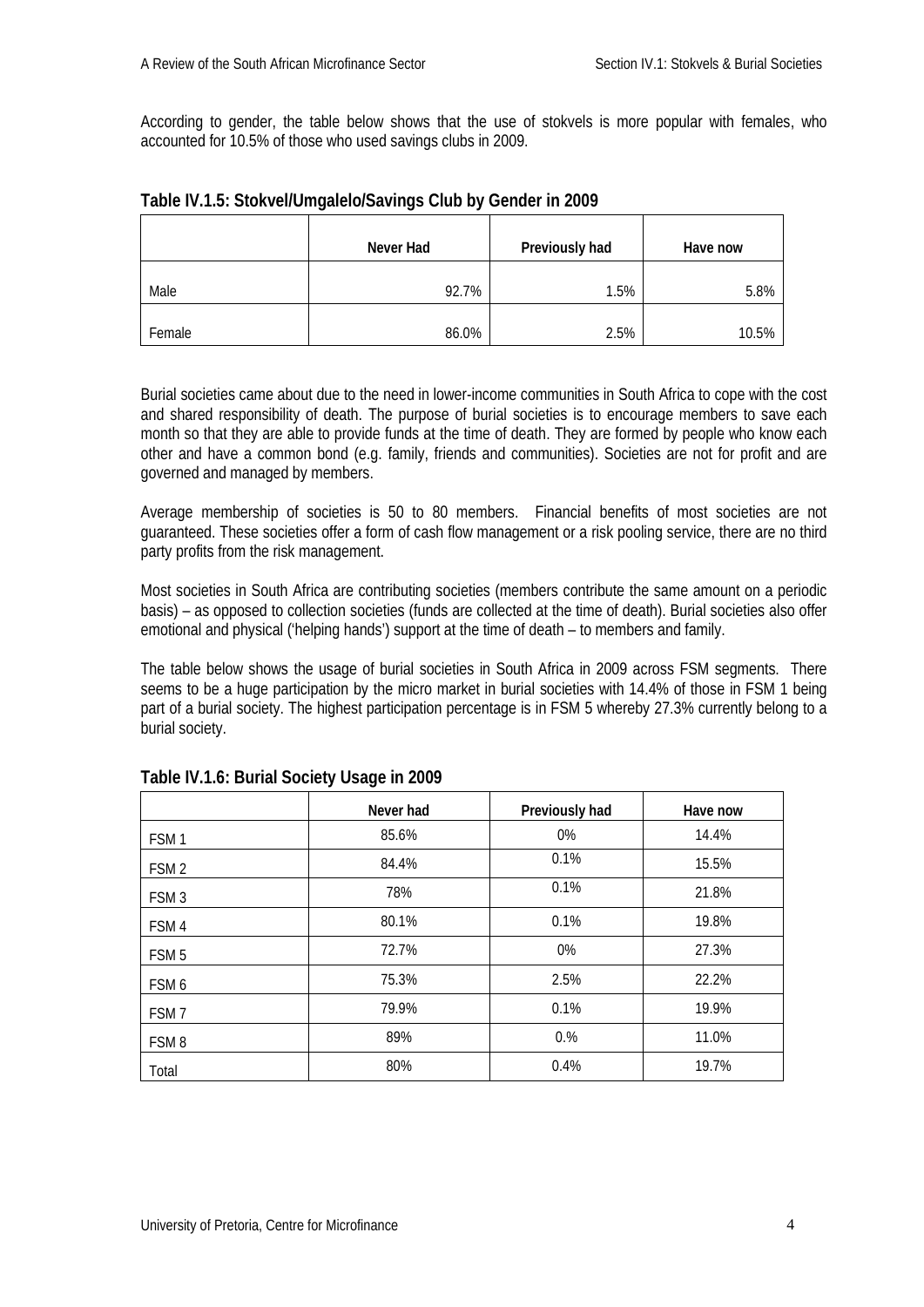According to gender, the table below shows that the use of stokvels is more popular with females, who accounted for 10.5% of those who used savings clubs in 2009.

**Table IV.1.5: Stokvel/Umgalelo/Savings Club by Gender in 2009**

| | Never Had | Previously had | Have now |
|---|---|---|---|
| Male | 92.7% | 1.5% | 5.8% |
| Female | 86.0% | 2.5% | 10.5% |

Burial societies came about due to the need in lower-income communities in South Africa to cope with the cost and shared responsibility of death. The purpose of burial societies is to encourage members to save each month so that they are able to provide funds at the time of death. They are formed by people who know each other and have a common bond (e.g. family, friends and communities). Societies are not for profit and are governed and managed by members.

Average membership of societies is 50 to 80 members. Financial benefits of most societies are not guaranteed. These societies offer a form of cash flow management or a risk pooling service, there are no third party profits from the risk management.

Most societies in South Africa are contributing societies (members contribute the same amount on a periodic basis) – as opposed to collection societies (funds are collected at the time of death). Burial societies also offer emotional and physical ('helping hands') support at the time of death – to members and family.

The table below shows the usage of burial societies in South Africa in 2009 across FSM segments. There seems to be a huge participation by the micro market in burial societies with 14.4% of those in FSM 1 being part of a burial society. The highest participation percentage is in FSM 5 whereby 27.3% currently belong to a burial society.

**Table IV.1.6: Burial Society Usage in 2009**

| | Never had | Previously had | Have now |
|---|---|---|---|
| FSM 1 | 85.6% | 0% | 14.4% |
| FSM 2 | 84.4% | 0.1% | 15.5% |
| FSM 3 | 78% | 0.1% | 21.8% |
| FSM 4 | 80.1% | 0.1% | 19.8% |
| FSM 5 | 72.7% | 0% | 27.3% |
| FSM 6 | 75.3% | 2.5% | 22.2% |
| FSM 7 | 79.9% | 0.1% | 19.9% |
| FSM 8 | 89% | 0.% | 11.0% |
| Total | 80% | 0.4% | 19.7% |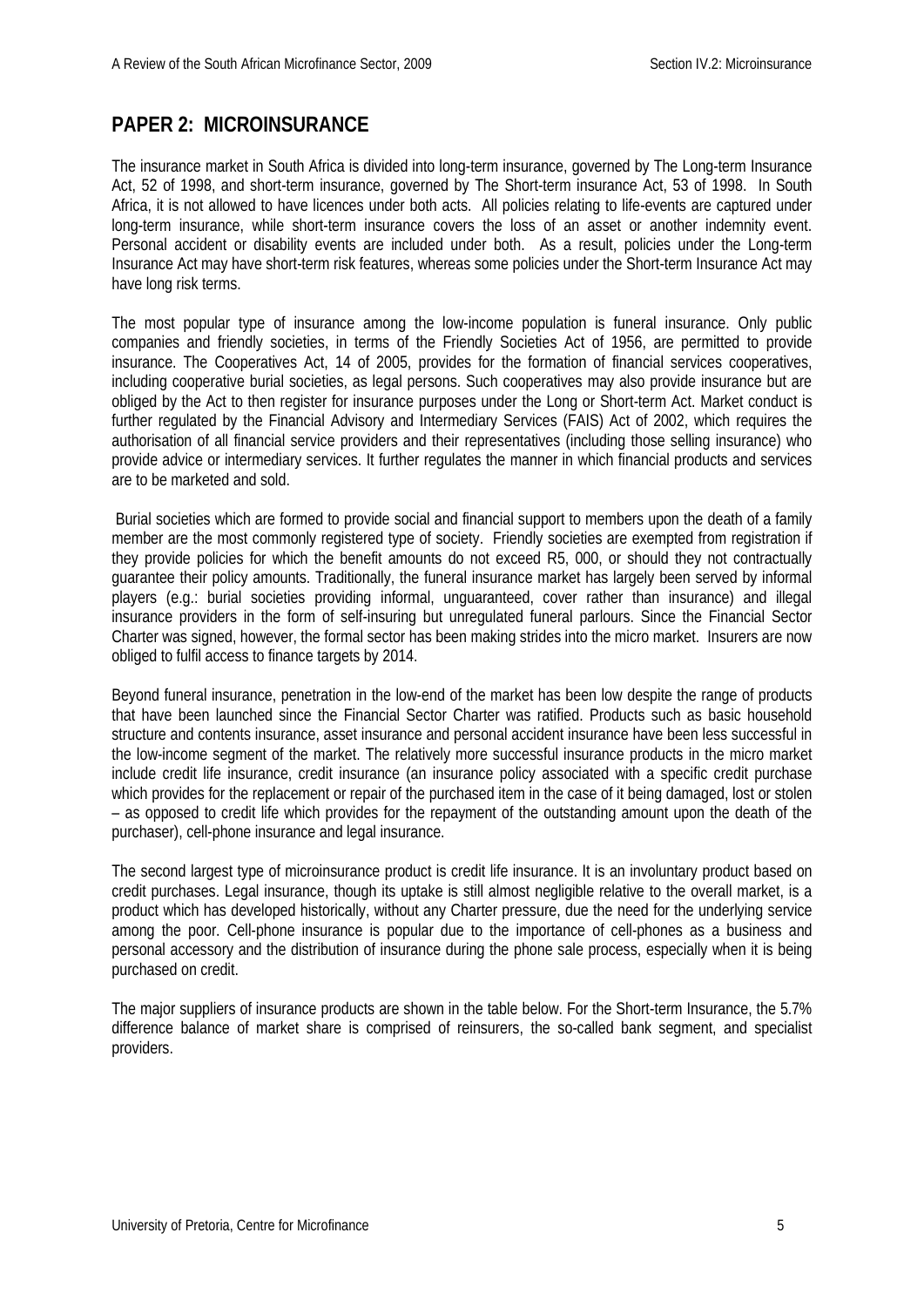## PAPER 2: MICROINSURANCE

The insurance market in South Africa is divided into long-term insurance, governed by The Long-term Insurance Act, 52 of 1998, and short-term insurance, governed by The Short-term insurance Act, 53 of 1998. In South Africa, it is not allowed to have licences under both acts. All policies relating to life-events are captured under long-term insurance, while short-term insurance covers the loss of an asset or another indemnity event. Personal accident or disability events are included under both. As a result, policies under the Long-term Insurance Act may have short-term risk features, whereas some policies under the Short-term Insurance Act may have long risk terms.

The most popular type of insurance among the low-income population is funeral insurance. Only public companies and friendly societies, in terms of the Friendly Societies Act of 1956, are permitted to provide insurance. The Cooperatives Act, 14 of 2005, provides for the formation of financial services cooperatives, including cooperative burial societies, as legal persons. Such cooperatives may also provide insurance but are obliged by the Act to then register for insurance purposes under the Long or Short-term Act. Market conduct is further regulated by the Financial Advisory and Intermediary Services (FAIS) Act of 2002, which requires the authorisation of all financial service providers and their representatives (including those selling insurance) who provide advice or intermediary services. It further regulates the manner in which financial products and services are to be marketed and sold.

Burial societies which are formed to provide social and financial support to members upon the death of a family member are the most commonly registered type of society. Friendly societies are exempted from registration if they provide policies for which the benefit amounts do not exceed R5, 000, or should they not contractually guarantee their policy amounts. Traditionally, the funeral insurance market has largely been served by informal players (e.g.: burial societies providing informal, unguaranteed, cover rather than insurance) and illegal insurance providers in the form of self-insuring but unregulated funeral parlours. Since the Financial Sector Charter was signed, however, the formal sector has been making strides into the micro market. Insurers are now obliged to fulfil access to finance targets by 2014.

Beyond funeral insurance, penetration in the low-end of the market has been low despite the range of products that have been launched since the Financial Sector Charter was ratified. Products such as basic household structure and contents insurance, asset insurance and personal accident insurance have been less successful in the low-income segment of the market. The relatively more successful insurance products in the micro market include credit life insurance, credit insurance (an insurance policy associated with a specific credit purchase which provides for the replacement or repair of the purchased item in the case of it being damaged, lost or stolen – as opposed to credit life which provides for the repayment of the outstanding amount upon the death of the purchaser), cell-phone insurance and legal insurance.

The second largest type of microinsurance product is credit life insurance. It is an involuntary product based on credit purchases. Legal insurance, though its uptake is still almost negligible relative to the overall market, is a product which has developed historically, without any Charter pressure, due the need for the underlying service among the poor. Cell-phone insurance is popular due to the importance of cell-phones as a business and personal accessory and the distribution of insurance during the phone sale process, especially when it is being purchased on credit.

The major suppliers of insurance products are shown in the table below. For the Short-term Insurance, the 5.7% difference balance of market share is comprised of reinsurers, the so-called bank segment, and specialist providers.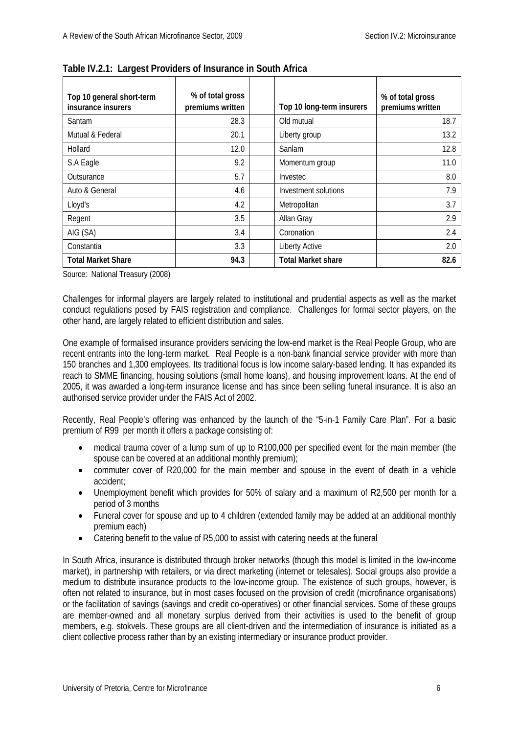**Table IV.2.1: Largest Providers of Insurance in South Africa**

| Top 10 general short-term insurance insurers | % of total gross premiums written | | Top 10 long-term insurers | % of total gross premiums written |
|---|---|---|---|---|
| Santam | 28.3 | | Old mutual | 18.7 |
| Mutual & Federal | 20.1 | | Liberty group | 13.2 |
| Hollard | 12.0 | | Sanlam | 12.8 |
| S.A Eagle | 9.2 | | Momentum group | 11.0 |
| Outsurance | 5.7 | | Investec | 8.0 |
| Auto & General | 4.6 | | Investment solutions | 7.9 |
| Lloyd's | 4.2 | | Metropolitan | 3.7 |
| Regent | 3.5 | | Allan Gray | 2.9 |
| AIG (SA) | 3.4 | | Coronation | 2.4 |
| Constantia | 3.3 | | Liberty Active | 2.0 |
| **Total Market Share** | **94.3** | | **Total Market share** | **82.6** |

Source: National Treasury (2008)

Challenges for informal players are largely related to institutional and prudential aspects as well as the market conduct regulations posed by FAIS registration and compliance. Challenges for formal sector players, on the other hand, are largely related to efficient distribution and sales.

One example of formalised insurance providers servicing the low-end market is the Real People Group, who are recent entrants into the long-term market. Real People is a non-bank financial service provider with more than 150 branches and 1,300 employees. Its traditional focus is low income salary-based lending. It has expanded its reach to SMME financing, housing solutions (small home loans), and housing improvement loans. At the end of 2005, it was awarded a long-term insurance license and has since been selling funeral insurance. It is also an authorised service provider under the FAIS Act of 2002.

Recently, Real People's offering was enhanced by the launch of the "5-in-1 Family Care Plan". For a basic premium of R99 per month it offers a package consisting of:

- medical trauma cover of a lump sum of up to R100,000 per specified event for the main member (the spouse can be covered at an additional monthly premium);
- commuter cover of R20,000 for the main member and spouse in the event of death in a vehicle accident;
- Unemployment benefit which provides for 50% of salary and a maximum of R2,500 per month for a period of 3 months
- Funeral cover for spouse and up to 4 children (extended family may be added at an additional monthly premium each)
- Catering benefit to the value of R5,000 to assist with catering needs at the funeral

In South Africa, insurance is distributed through broker networks (though this model is limited in the low-income market), in partnership with retailers, or via direct marketing (internet or telesales). Social groups also provide a medium to distribute insurance products to the low-income group. The existence of such groups, however, is often not related to insurance, but in most cases focused on the provision of credit (microfinance organisations) or the facilitation of savings (savings and credit co-operatives) or other financial services. Some of these groups are member-owned and all monetary surplus derived from their activities is used to the benefit of group members, e.g. stokvels. These groups are all client-driven and the intermediation of insurance is initiated as a client collective process rather than by an existing intermediary or insurance product provider.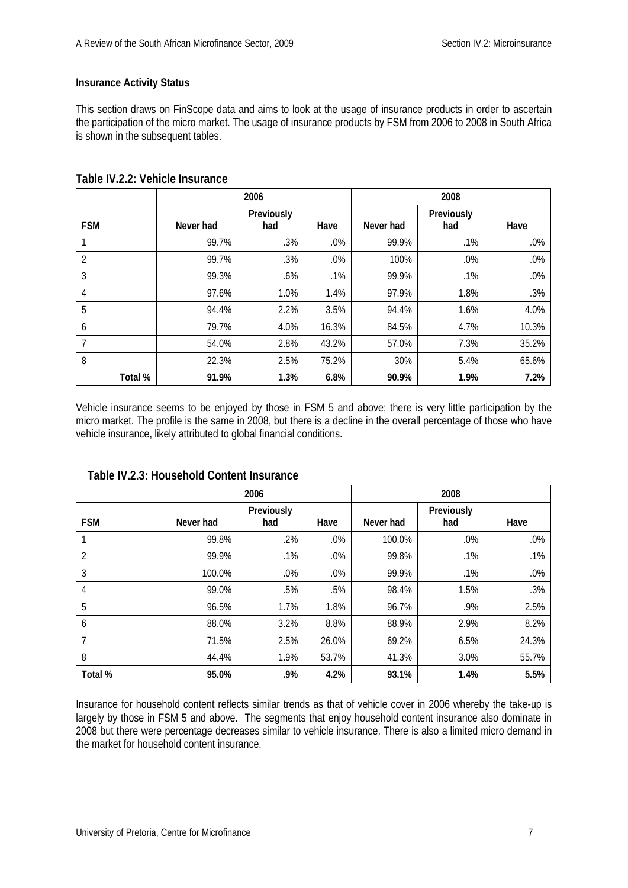**Insurance Activity Status**

This section draws on FinScope data and aims to look at the usage of insurance products in order to ascertain the participation of the micro market. The usage of insurance products by FSM from 2006 to 2008 in South Africa is shown in the subsequent tables.

**Table IV.2.2: Vehicle Insurance**

| | 2006 | | | 2008 | | |
|---|---|---|---|---|---|---|
| **FSM** | **Never had** | **Previously had** | **Have** | **Never had** | **Previously had** | **Have** |
| 1 | 99.7% | .3% | .0% | 99.9% | .1% | .0% |
| 2 | 99.7% | .3% | .0% | 100% | .0% | .0% |
| 3 | 99.3% | .6% | .1% | 99.9% | .1% | .0% |
| 4 | 97.6% | 1.0% | 1.4% | 97.9% | 1.8% | .3% |
| 5 | 94.4% | 2.2% | 3.5% | 94.4% | 1.6% | 4.0% |
| 6 | 79.7% | 4.0% | 16.3% | 84.5% | 4.7% | 10.3% |
| 7 | 54.0% | 2.8% | 43.2% | 57.0% | 7.3% | 35.2% |
| 8 | 22.3% | 2.5% | 75.2% | 30% | 5.4% | 65.6% |
| **Total %** | **91.9%** | **1.3%** | **6.8%** | **90.9%** | **1.9%** | **7.2%** |

Vehicle insurance seems to be enjoyed by those in FSM 5 and above; there is very little participation by the micro market. The profile is the same in 2008, but there is a decline in the overall percentage of those who have vehicle insurance, likely attributed to global financial conditions.

**Table IV.2.3: Household Content Insurance**

| | 2006 | | | 2008 | | |
|---|---|---|---|---|---|---|
| **FSM** | **Never had** | **Previously had** | **Have** | **Never had** | **Previously had** | **Have** |
| 1 | 99.8% | .2% | .0% | 100.0% | .0% | .0% |
| 2 | 99.9% | .1% | .0% | 99.8% | .1% | .1% |
| 3 | 100.0% | .0% | .0% | 99.9% | .1% | .0% |
| 4 | 99.0% | .5% | .5% | 98.4% | 1.5% | .3% |
| 5 | 96.5% | 1.7% | 1.8% | 96.7% | .9% | 2.5% |
| 6 | 88.0% | 3.2% | 8.8% | 88.9% | 2.9% | 8.2% |
| 7 | 71.5% | 2.5% | 26.0% | 69.2% | 6.5% | 24.3% |
| 8 | 44.4% | 1.9% | 53.7% | 41.3% | 3.0% | 55.7% |
| **Total %** | **95.0%** | **.9%** | **4.2%** | **93.1%** | **1.4%** | **5.5%** |

Insurance for household content reflects similar trends as that of vehicle cover in 2006 whereby the take-up is largely by those in FSM 5 and above. The segments that enjoy household content insurance also dominate in 2008 but there were percentage decreases similar to vehicle insurance. There is also a limited micro demand in the market for household content insurance.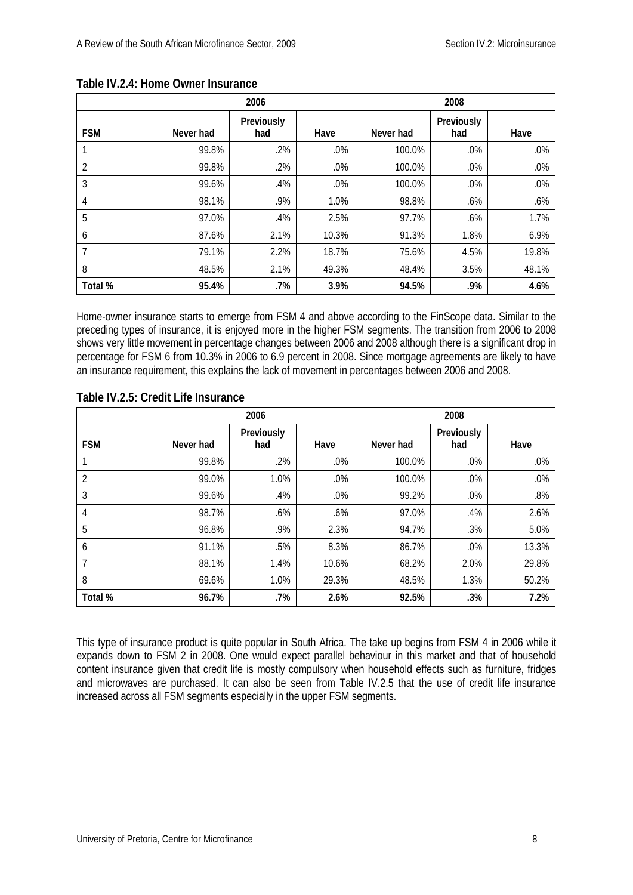**Table IV.2.4: Home Owner Insurance**

| | 2006 | | | 2008 | | |
|---|---|---|---|---|---|---|
| FSM | Never had | Previously had | Have | Never had | Previously had | Have |
| 1 | 99.8% | .2% | .0% | 100.0% | .0% | .0% |
| 2 | 99.8% | .2% | .0% | 100.0% | .0% | .0% |
| 3 | 99.6% | .4% | .0% | 100.0% | .0% | .0% |
| 4 | 98.1% | .9% | 1.0% | 98.8% | .6% | .6% |
| 5 | 97.0% | .4% | 2.5% | 97.7% | .6% | 1.7% |
| 6 | 87.6% | 2.1% | 10.3% | 91.3% | 1.8% | 6.9% |
| 7 | 79.1% | 2.2% | 18.7% | 75.6% | 4.5% | 19.8% |
| 8 | 48.5% | 2.1% | 49.3% | 48.4% | 3.5% | 48.1% |
| **Total %** | **95.4%** | **.7%** | **3.9%** | **94.5%** | **.9%** | **4.6%** |

Home-owner insurance starts to emerge from FSM 4 and above according to the FinScope data. Similar to the preceding types of insurance, it is enjoyed more in the higher FSM segments. The transition from 2006 to 2008 shows very little movement in percentage changes between 2006 and 2008 although there is a significant drop in percentage for FSM 6 from 10.3% in 2006 to 6.9 percent in 2008. Since mortgage agreements are likely to have an insurance requirement, this explains the lack of movement in percentages between 2006 and 2008.

**Table IV.2.5: Credit Life Insurance**

| | 2006 | | | 2008 | | |
|---|---|---|---|---|---|---|
| FSM | Never had | Previously had | Have | Never had | Previously had | Have |
| 1 | 99.8% | .2% | .0% | 100.0% | .0% | .0% |
| 2 | 99.0% | 1.0% | .0% | 100.0% | .0% | .0% |
| 3 | 99.6% | .4% | .0% | 99.2% | .0% | .8% |
| 4 | 98.7% | .6% | .6% | 97.0% | .4% | 2.6% |
| 5 | 96.8% | .9% | 2.3% | 94.7% | .3% | 5.0% |
| 6 | 91.1% | .5% | 8.3% | 86.7% | .0% | 13.3% |
| 7 | 88.1% | 1.4% | 10.6% | 68.2% | 2.0% | 29.8% |
| 8 | 69.6% | 1.0% | 29.3% | 48.5% | 1.3% | 50.2% |
| **Total %** | **96.7%** | **.7%** | **2.6%** | **92.5%** | **.3%** | **7.2%** |

This type of insurance product is quite popular in South Africa. The take up begins from FSM 4 in 2006 while it expands down to FSM 2 in 2008. One would expect parallel behaviour in this market and that of household content insurance given that credit life is mostly compulsory when household effects such as furniture, fridges and microwaves are purchased. It can also be seen from Table IV.2.5 that the use of credit life insurance increased across all FSM segments especially in the upper FSM segments.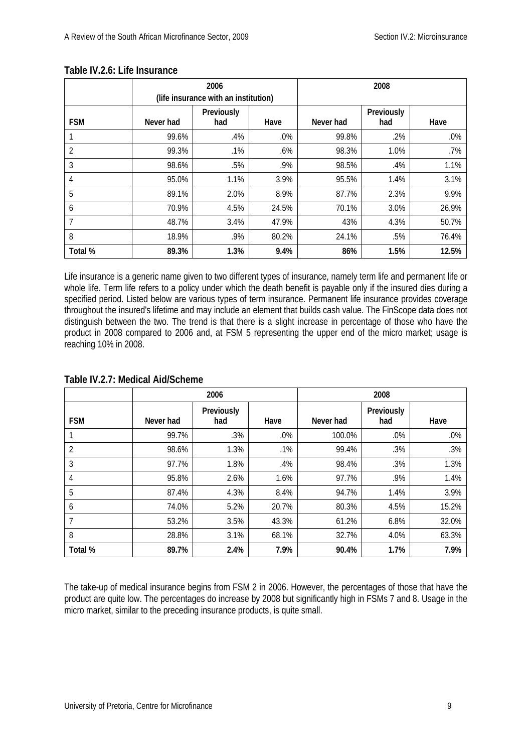**Table IV.2.6: Life Insurance**

| | 2006 (life insurance with an institution) | | | 2008 | | |
|---|---|---|---|---|---|---|
| FSM | Never had | Previously had | Have | Never had | Previously had | Have |
| 1 | 99.6% | .4% | .0% | 99.8% | .2% | .0% |
| 2 | 99.3% | .1% | .6% | 98.3% | 1.0% | .7% |
| 3 | 98.6% | .5% | .9% | 98.5% | .4% | 1.1% |
| 4 | 95.0% | 1.1% | 3.9% | 95.5% | 1.4% | 3.1% |
| 5 | 89.1% | 2.0% | 8.9% | 87.7% | 2.3% | 9.9% |
| 6 | 70.9% | 4.5% | 24.5% | 70.1% | 3.0% | 26.9% |
| 7 | 48.7% | 3.4% | 47.9% | 43% | 4.3% | 50.7% |
| 8 | 18.9% | .9% | 80.2% | 24.1% | .5% | 76.4% |
| **Total %** | **89.3%** | **1.3%** | **9.4%** | **86%** | **1.5%** | **12.5%** |

Life insurance is a generic name given to two different types of insurance, namely term life and permanent life or whole life. Term life refers to a policy under which the death benefit is payable only if the insured dies during a specified period. Listed below are various types of term insurance. Permanent life insurance provides coverage throughout the insured's lifetime and may include an element that builds cash value. The FinScope data does not distinguish between the two. The trend is that there is a slight increase in percentage of those who have the product in 2008 compared to 2006 and, at FSM 5 representing the upper end of the micro market; usage is reaching 10% in 2008.

**Table IV.2.7: Medical Aid/Scheme**

| | 2006 | | | 2008 | | |
|---|---|---|---|---|---|---|
| FSM | Never had | Previously had | Have | Never had | Previously had | Have |
| 1 | 99.7% | .3% | .0% | 100.0% | .0% | .0% |
| 2 | 98.6% | 1.3% | .1% | 99.4% | .3% | .3% |
| 3 | 97.7% | 1.8% | .4% | 98.4% | .3% | 1.3% |
| 4 | 95.8% | 2.6% | 1.6% | 97.7% | .9% | 1.4% |
| 5 | 87.4% | 4.3% | 8.4% | 94.7% | 1.4% | 3.9% |
| 6 | 74.0% | 5.2% | 20.7% | 80.3% | 4.5% | 15.2% |
| 7 | 53.2% | 3.5% | 43.3% | 61.2% | 6.8% | 32.0% |
| 8 | 28.8% | 3.1% | 68.1% | 32.7% | 4.0% | 63.3% |
| **Total %** | **89.7%** | **2.4%** | **7.9%** | **90.4%** | **1.7%** | **7.9%** |

The take-up of medical insurance begins from FSM 2 in 2006. However, the percentages of those that have the product are quite low. The percentages do increase by 2008 but significantly high in FSMs 7 and 8. Usage in the micro market, similar to the preceding insurance products, is quite small.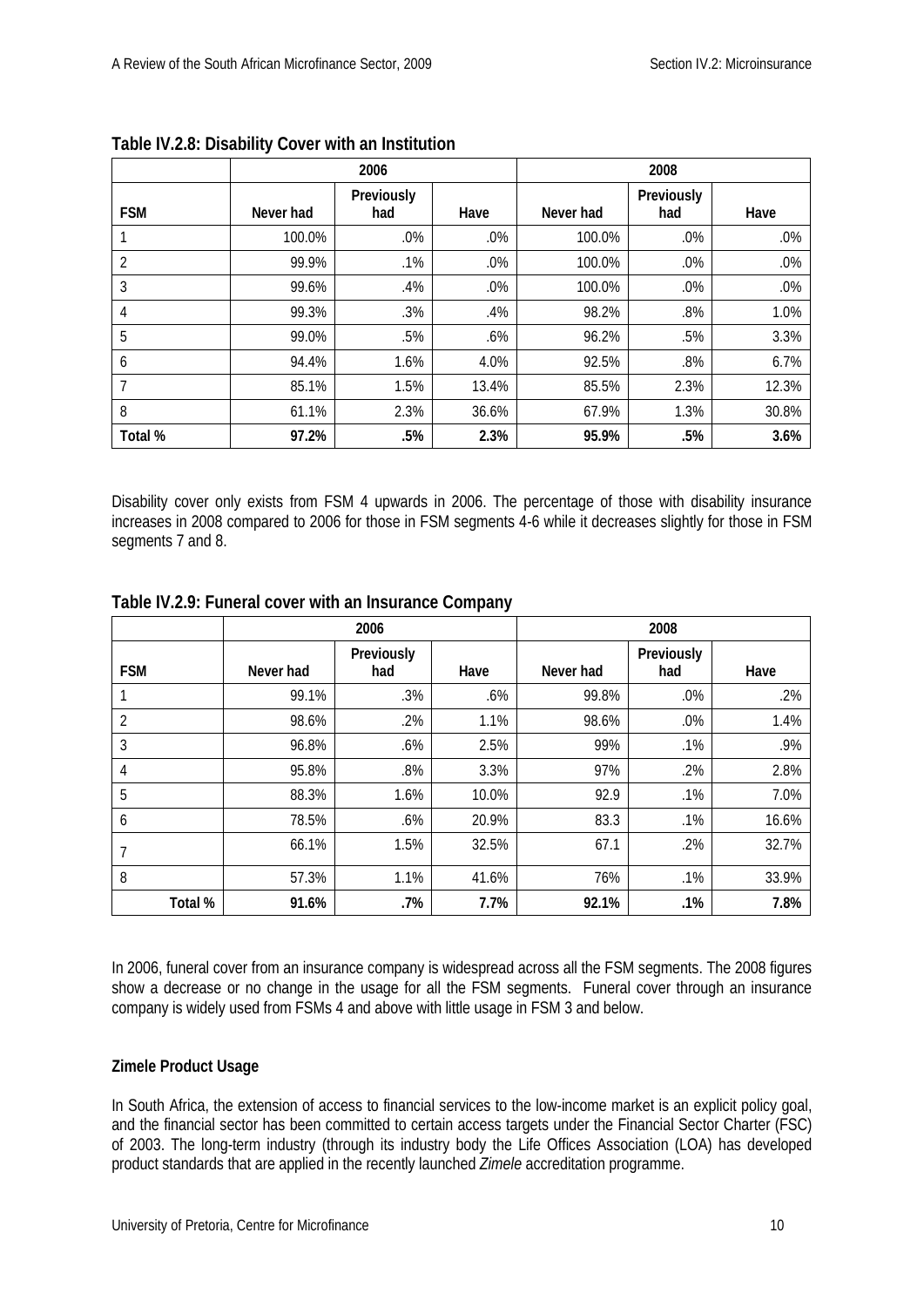**Table IV.2.8: Disability Cover with an Institution**

| | 2006 | | | 2008 | | |
|---|---|---|---|---|---|---|
| FSM | Never had | Previously had | Have | Never had | Previously had | Have |
| 1 | 100.0% | .0% | .0% | 100.0% | .0% | .0% |
| 2 | 99.9% | .1% | .0% | 100.0% | .0% | .0% |
| 3 | 99.6% | .4% | .0% | 100.0% | .0% | .0% |
| 4 | 99.3% | .3% | .4% | 98.2% | .8% | 1.0% |
| 5 | 99.0% | .5% | .6% | 96.2% | .5% | 3.3% |
| 6 | 94.4% | 1.6% | 4.0% | 92.5% | .8% | 6.7% |
| 7 | 85.1% | 1.5% | 13.4% | 85.5% | 2.3% | 12.3% |
| 8 | 61.1% | 2.3% | 36.6% | 67.9% | 1.3% | 30.8% |
| **Total %** | **97.2%** | **.5%** | **2.3%** | **95.9%** | **.5%** | **3.6%** |

Disability cover only exists from FSM 4 upwards in 2006. The percentage of those with disability insurance increases in 2008 compared to 2006 for those in FSM segments 4-6 while it decreases slightly for those in FSM segments 7 and 8.

**Table IV.2.9: Funeral cover with an Insurance Company**

| | 2006 | | | 2008 | | |
|---|---|---|---|---|---|---|
| FSM | Never had | Previously had | Have | Never had | Previously had | Have |
| 1 | 99.1% | .3% | .6% | 99.8% | .0% | .2% |
| 2 | 98.6% | .2% | 1.1% | 98.6% | .0% | 1.4% |
| 3 | 96.8% | .6% | 2.5% | 99% | .1% | .9% |
| 4 | 95.8% | .8% | 3.3% | 97% | .2% | 2.8% |
| 5 | 88.3% | 1.6% | 10.0% | 92.9 | .1% | 7.0% |
| 6 | 78.5% | .6% | 20.9% | 83.3 | .1% | 16.6% |
| 7 | 66.1% | 1.5% | 32.5% | 67.1 | .2% | 32.7% |
| 8 | 57.3% | 1.1% | 41.6% | 76% | .1% | 33.9% |
| **Total %** | **91.6%** | **.7%** | **7.7%** | **92.1%** | **.1%** | **7.8%** |

In 2006, funeral cover from an insurance company is widespread across all the FSM segments. The 2008 figures show a decrease or no change in the usage for all the FSM segments. Funeral cover through an insurance company is widely used from FSMs 4 and above with little usage in FSM 3 and below.

**Zimele Product Usage**

In South Africa, the extension of access to financial services to the low-income market is an explicit policy goal, and the financial sector has been committed to certain access targets under the Financial Sector Charter (FSC) of 2003. The long-term industry (through its industry body the Life Offices Association (LOA) has developed product standards that are applied in the recently launched *Zimele* accreditation programme.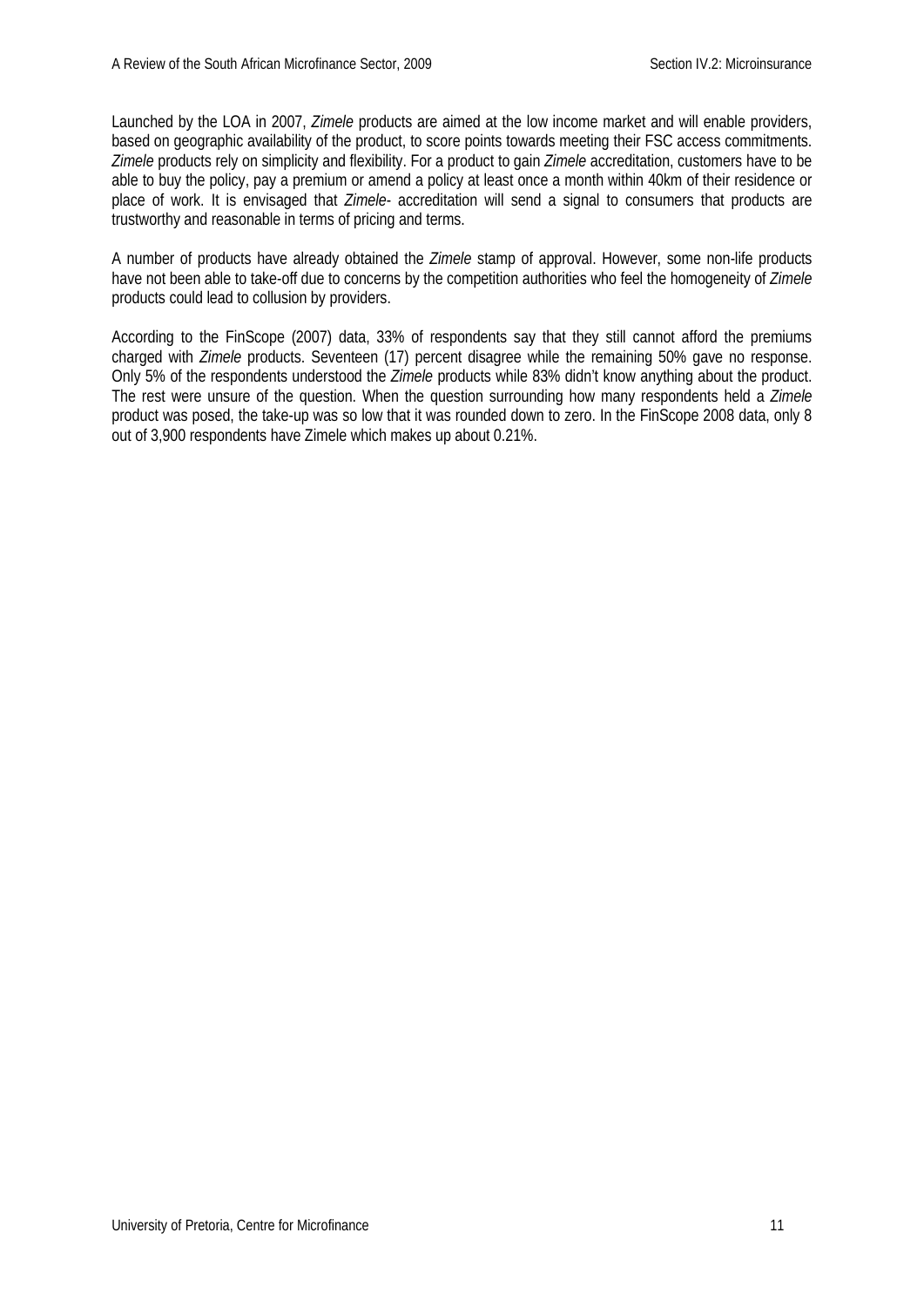Launched by the LOA in 2007, *Zimele* products are aimed at the low income market and will enable providers, based on geographic availability of the product, to score points towards meeting their FSC access commitments. *Zimele* products rely on simplicity and flexibility. For a product to gain *Zimele* accreditation, customers have to be able to buy the policy, pay a premium or amend a policy at least once a month within 40km of their residence or place of work. It is envisaged that *Zimele*- accreditation will send a signal to consumers that products are trustworthy and reasonable in terms of pricing and terms.

A number of products have already obtained the *Zimele* stamp of approval. However, some non-life products have not been able to take-off due to concerns by the competition authorities who feel the homogeneity of *Zimele* products could lead to collusion by providers.

According to the FinScope (2007) data, 33% of respondents say that they still cannot afford the premiums charged with *Zimele* products. Seventeen (17) percent disagree while the remaining 50% gave no response. Only 5% of the respondents understood the *Zimele* products while 83% didn't know anything about the product. The rest were unsure of the question. When the question surrounding how many respondents held a *Zimele* product was posed, the take-up was so low that it was rounded down to zero. In the FinScope 2008 data, only 8 out of 3,900 respondents have Zimele which makes up about 0.21%.